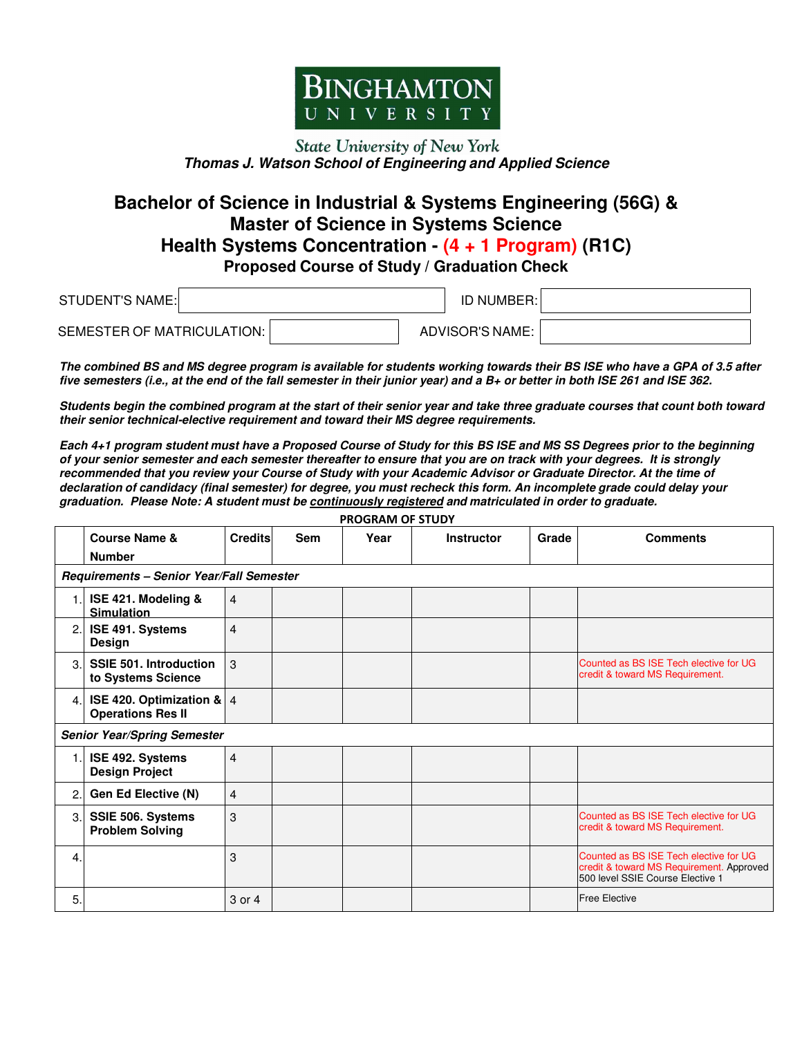# BINGHAMTON UNIVERSITY

State University of New York

*Thomas J. Watson School of Engineering and Applied Science*

## Bachelor of Science in Industrial & Systems Engineering (56G) & Master of Science in Systems Science Health Systems Concentration - (4 + 1 Program) (R1C)

### Proposed Course of Study / Graduation Check

STUDENT'S NAME: ______________________ ID NUMBER: ______________________

SEMESTER OF MATRICULATION: ______________________ ADVISOR'S NAME: ______________________

***The combined BS and MS degree program is available for students working towards their BS ISE who have a GPA of 3.5 after five semesters (i.e., at the end of the fall semester in their junior year) and a B+ or better in both ISE 261 and ISE 362.***

***Students begin the combined program at the start of their senior year and take three graduate courses that count both toward their senior technical-elective requirement and toward their MS degree requirements.***

***Each 4+1 program student must have a Proposed Course of Study for this BS ISE and MS SS Degrees prior to the beginning of your senior semester and each semester thereafter to ensure that you are on track with your degrees. It is strongly recommended that you review your Course of Study with your Academic Advisor or Graduate Director. At the time of declaration of candidacy (final semester) for degree, you must recheck this form. An incomplete grade could delay your graduation. Please Note: A student must be continuously registered and matriculated in order to graduate.***

**PROGRAM OF STUDY**

| | Course Name & Number | Credits | Sem | Year | Instructor | Grade | Comments |
|---|---|---|---|---|---|---|---|
| ***Requirements – Senior Year/Fall Semester*** | | | | | | | |
| 1. | **ISE 421. Modeling & Simulation** | 4 | | | | | |
| 2. | **ISE 491. Systems Design** | 4 | | | | | |
| 3. | **SSIE 501. Introduction to Systems Science** | 3 | | | | | Counted as BS ISE Tech elective for UG credit & toward MS Requirement. |
| 4. | **ISE 420. Optimization & Operations Res II** | 4 | | | | | |
| ***Senior Year/Spring Semester*** | | | | | | | |
| 1. | **ISE 492. Systems Design Project** | 4 | | | | | |
| 2. | **Gen Ed Elective (N)** | 4 | | | | | |
| 3. | **SSIE 506. Systems Problem Solving** | 3 | | | | | Counted as BS ISE Tech elective for UG credit & toward MS Requirement. |
| 4. | | 3 | | | | | Counted as BS ISE Tech elective for UG credit & toward MS Requirement. Approved 500 level SSIE Course Elective 1 |
| 5. | | 3 or 4 | | | | | Free Elective |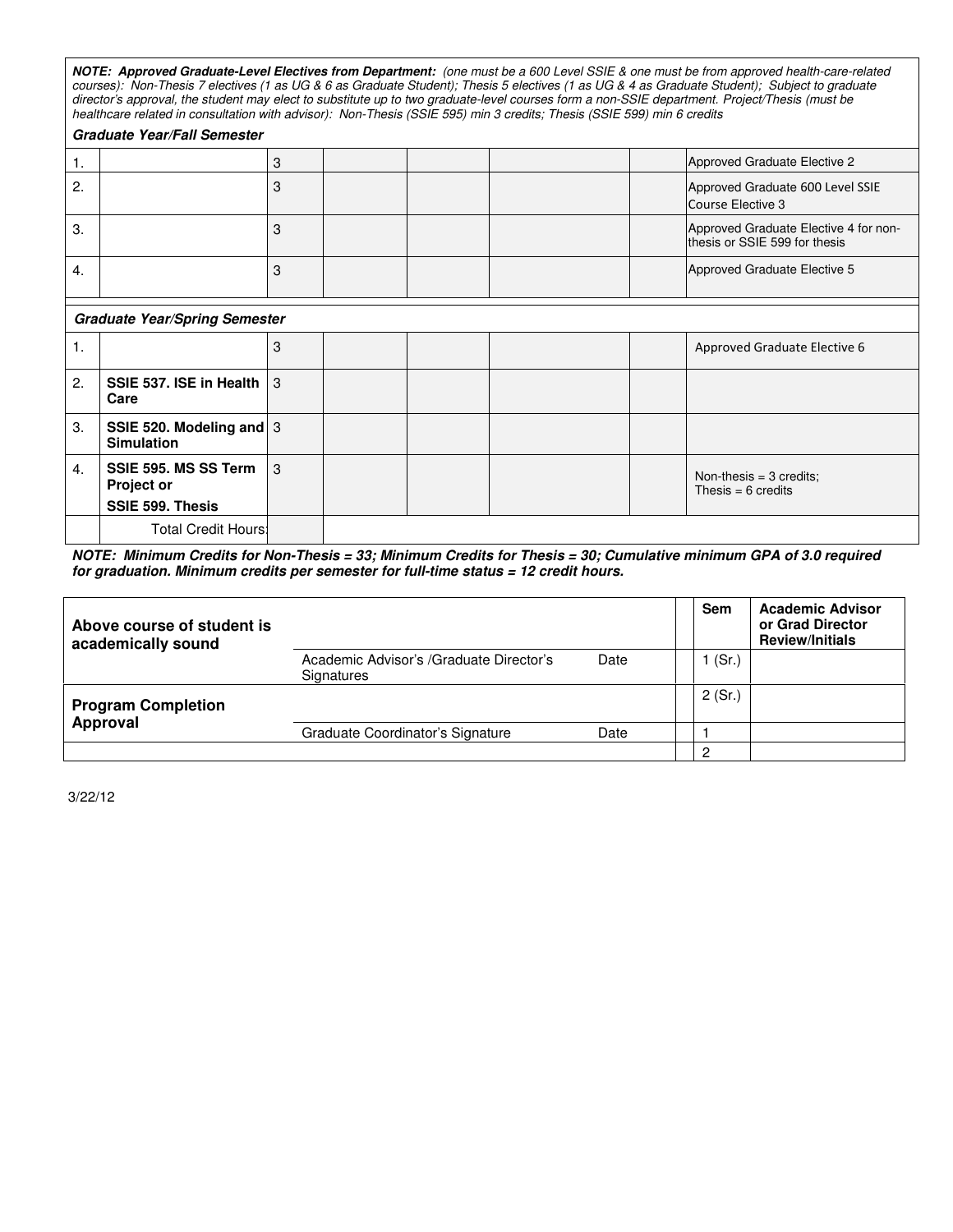***NOTE: Approved Graduate-Level Electives from Department:*** *(one must be a 600 Level SSIE & one must be from approved health-care-related courses): Non-Thesis 7 electives (1 as UG & 6 as Graduate Student); Thesis 5 electives (1 as UG & 4 as Graduate Student); Subject to graduate director's approval, the student may elect to substitute up to two graduate-level courses form a non-SSIE department. Project/Thesis (must be healthcare related in consultation with advisor): Non-Thesis (SSIE 595) min 3 credits; Thesis (SSIE 599) min 6 credits*

***Graduate Year/Fall Semester***

| | | | | | | | |
|---|---|---|---|---|---|---|---|
| 1. | | 3 | | | | | Approved Graduate Elective 2 |
| 2. | | 3 | | | | | Approved Graduate 600 Level SSIE Course Elective 3 |
| 3. | | 3 | | | | | Approved Graduate Elective 4 for non-thesis or SSIE 599 for thesis |
| 4. | | 3 | | | | | Approved Graduate Elective 5 |

***Graduate Year/Spring Semester***

| | | | | | | | |
|---|---|---|---|---|---|---|---|
| 1. | | 3 | | | | | Approved Graduate Elective 6 |
| 2. | **SSIE 537. ISE in Health Care** | 3 | | | | | |
| 3. | **SSIE 520. Modeling and Simulation** | 3 | | | | | |
| 4. | **SSIE 595. MS SS Term Project or SSIE 599. Thesis** | 3 | | | | | Non-thesis = 3 credits; Thesis = 6 credits |
| | Total Credit Hours: | | | | | | |

***NOTE: Minimum Credits for Non-Thesis = 33; Minimum Credits for Thesis = 30; Cumulative minimum GPA of 3.0 required for graduation. Minimum credits per semester for full-time status = 12 credit hours.***

| | | | | Sem | Academic Advisor or Grad Director Review/Initials |
|---|---|---|---|---|---|
| **Above course of student is academically sound** | Academic Advisor's /Graduate Director's Signatures | Date | | 1 (Sr.) | |
| **Program Completion Approval** | | | | 2 (Sr.) | |
| | Graduate Coordinator's Signature | Date | | 1 | |
| | | | | 2 | |

3/22/12